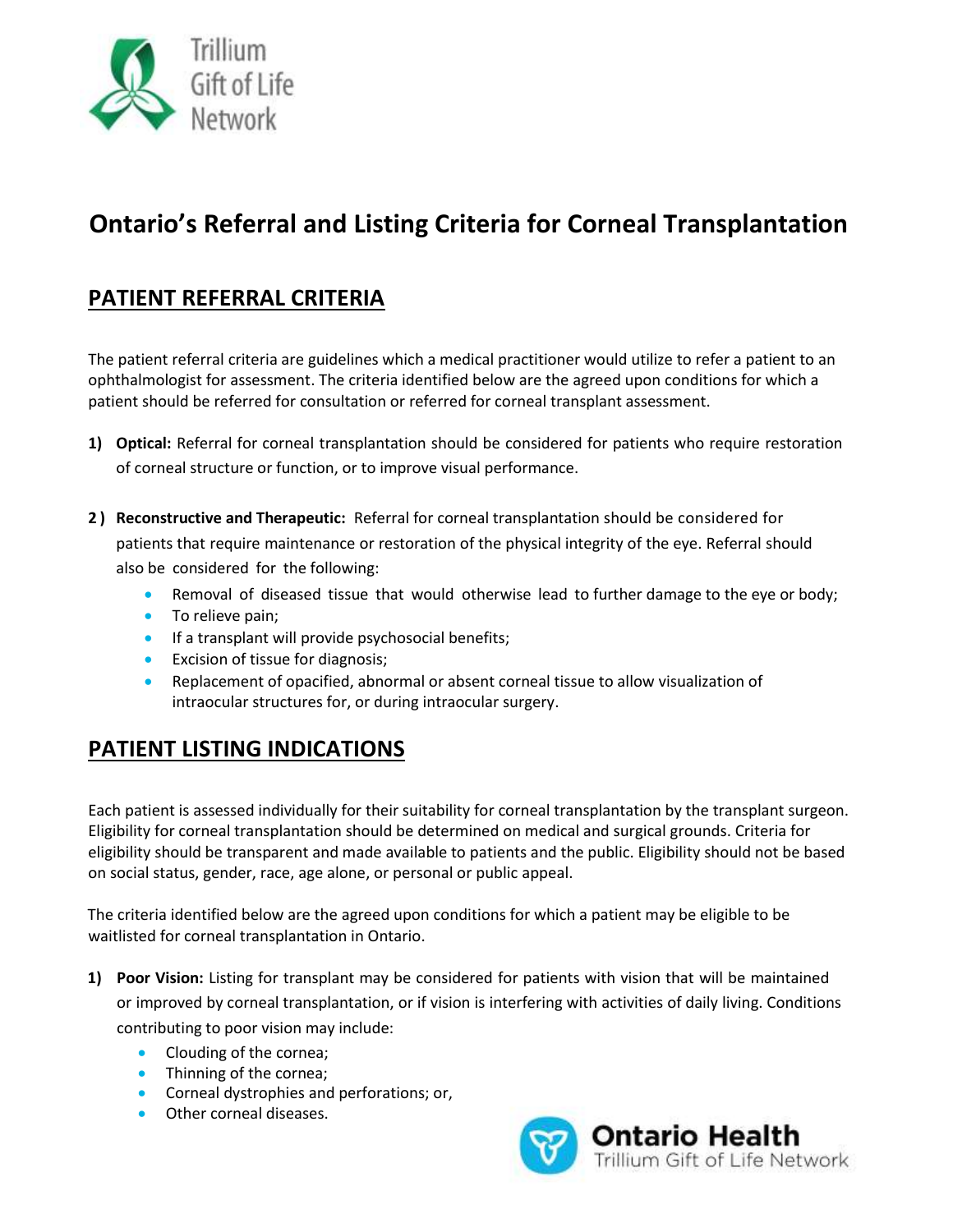Trillium Gift of Life Network

# Ontario's Referral and Listing Criteria for Corneal Transplantation

## PATIENT REFERRAL CRITERIA

The patient referral criteria are guidelines which a medical practitioner would utilize to refer a patient to an ophthalmologist for assessment. The criteria identified below are the agreed upon conditions for which a patient should be referred for consultation or referred for corneal transplant assessment.

1) **Optical:** Referral for corneal transplantation should be considered for patients who require restoration of corneal structure or function, or to improve visual performance.

2) **Reconstructive and Therapeutic:** Referral for corneal transplantation should be considered for patients that require maintenance or restoration of the physical integrity of the eye. Referral should also be considered for the following:
   - Removal of diseased tissue that would otherwise lead to further damage to the eye or body;
   - To relieve pain;
   - If a transplant will provide psychosocial benefits;
   - Excision of tissue for diagnosis;
   - Replacement of opacified, abnormal or absent corneal tissue to allow visualization of intraocular structures for, or during intraocular surgery.

## PATIENT LISTING INDICATIONS

Each patient is assessed individually for their suitability for corneal transplantation by the transplant surgeon. Eligibility for corneal transplantation should be determined on medical and surgical grounds. Criteria for eligibility should be transparent and made available to patients and the public. Eligibility should not be based on social status, gender, race, age alone, or personal or public appeal.

The criteria identified below are the agreed upon conditions for which a patient may be eligible to be waitlisted for corneal transplantation in Ontario.

1) **Poor Vision:** Listing for transplant may be considered for patients with vision that will be maintained or improved by corneal transplantation, or if vision is interfering with activities of daily living. Conditions contributing to poor vision may include:
   - Clouding of the cornea;
   - Thinning of the cornea;
   - Corneal dystrophies and perforations; or,
   - Other corneal diseases.

Ontario Health
Trillium Gift of Life Network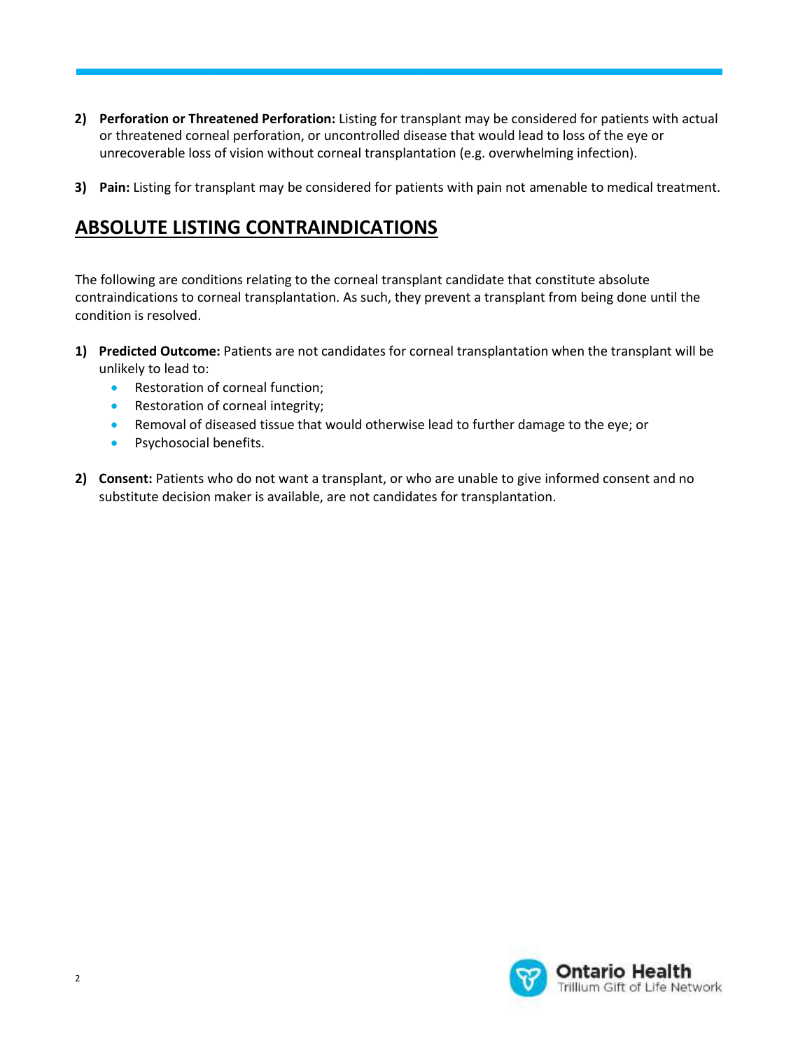2) **Perforation or Threatened Perforation:** Listing for transplant may be considered for patients with actual or threatened corneal perforation, or uncontrolled disease that would lead to loss of the eye or unrecoverable loss of vision without corneal transplantation (e.g. overwhelming infection).

3) **Pain:** Listing for transplant may be considered for patients with pain not amenable to medical treatment.

## ABSOLUTE LISTING CONTRAINDICATIONS

The following are conditions relating to the corneal transplant candidate that constitute absolute contraindications to corneal transplantation. As such, they prevent a transplant from being done until the condition is resolved.

1) **Predicted Outcome:** Patients are not candidates for corneal transplantation when the transplant will be unlikely to lead to:
   - Restoration of corneal function;
   - Restoration of corneal integrity;
   - Removal of diseased tissue that would otherwise lead to further damage to the eye; or
   - Psychosocial benefits.

2) **Consent:** Patients who do not want a transplant, or who are unable to give informed consent and no substitute decision maker is available, are not candidates for transplantation.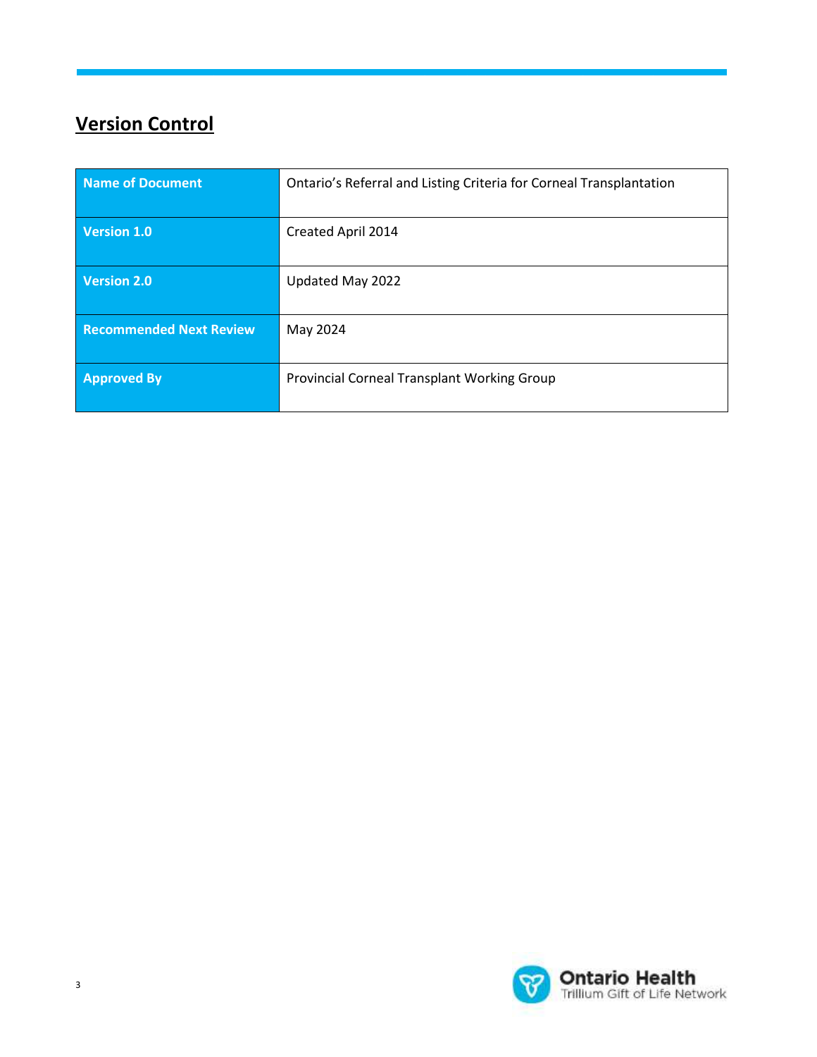## Version Control

| | |
|---|---|
| **Name of Document** | Ontario's Referral and Listing Criteria for Corneal Transplantation |
| **Version 1.0** | Created April 2014 |
| **Version 2.0** | Updated May 2022 |
| **Recommended Next Review** | May 2024 |
| **Approved By** | Provincial Corneal Transplant Working Group |